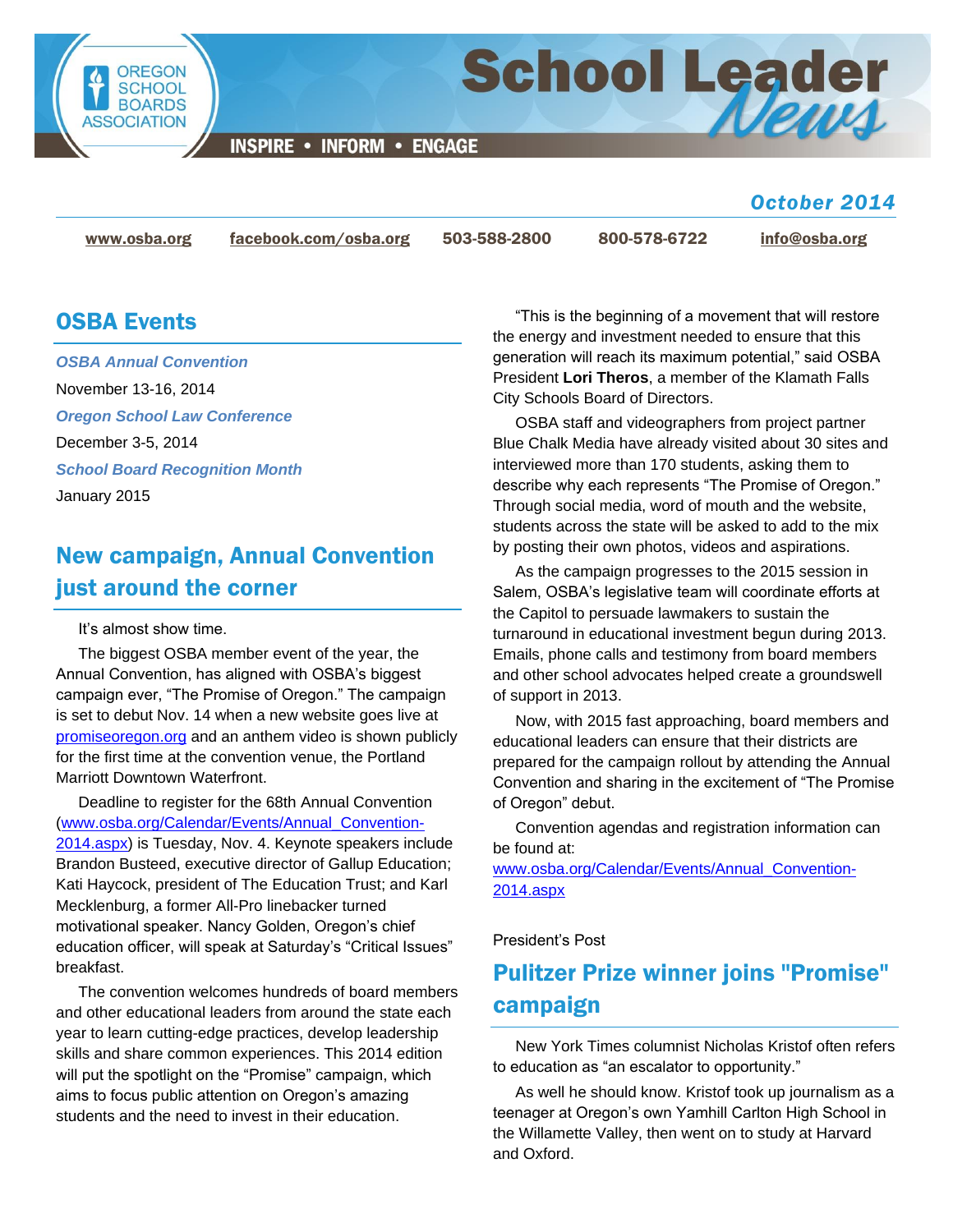# School Leader News

OREGON SCHOOL BOARDS ASSOCIATION

INSPIRE • INFORM • ENGAGE

*October 2014*

www.osba.org | facebook.com/osba.org | 503-588-2800 | 800-578-6722 | info@osba.org

## OSBA Events

*OSBA Annual Convention*

November 13-16, 2014

*Oregon School Law Conference*

December 3-5, 2014

*School Board Recognition Month*

January 2015

## New campaign, Annual Convention just around the corner

It's almost show time.

The biggest OSBA member event of the year, the Annual Convention, has aligned with OSBA's biggest campaign ever, "The Promise of Oregon." The campaign is set to debut Nov. 14 when a new website goes live at promiseoregon.org and an anthem video is shown publicly for the first time at the convention venue, the Portland Marriott Downtown Waterfront.

Deadline to register for the 68th Annual Convention (www.osba.org/Calendar/Events/Annual_Convention-2014.aspx) is Tuesday, Nov. 4. Keynote speakers include Brandon Busteed, executive director of Gallup Education; Kati Haycock, president of The Education Trust; and Karl Mecklenburg, a former All-Pro linebacker turned motivational speaker. Nancy Golden, Oregon's chief education officer, will speak at Saturday's "Critical Issues" breakfast.

The convention welcomes hundreds of board members and other educational leaders from around the state each year to learn cutting-edge practices, develop leadership skills and share common experiences. This 2014 edition will put the spotlight on the "Promise" campaign, which aims to focus public attention on Oregon's amazing students and the need to invest in their education.

"This is the beginning of a movement that will restore the energy and investment needed to ensure that this generation will reach its maximum potential," said OSBA President **Lori Theros**, a member of the Klamath Falls City Schools Board of Directors.

OSBA staff and videographers from project partner Blue Chalk Media have already visited about 30 sites and interviewed more than 170 students, asking them to describe why each represents "The Promise of Oregon." Through social media, word of mouth and the website, students across the state will be asked to add to the mix by posting their own photos, videos and aspirations.

As the campaign progresses to the 2015 session in Salem, OSBA's legislative team will coordinate efforts at the Capitol to persuade lawmakers to sustain the turnaround in educational investment begun during 2013. Emails, phone calls and testimony from board members and other school advocates helped create a groundswell of support in 2013.

Now, with 2015 fast approaching, board members and educational leaders can ensure that their districts are prepared for the campaign rollout by attending the Annual Convention and sharing in the excitement of "The Promise of Oregon" debut.

Convention agendas and registration information can be found at: www.osba.org/Calendar/Events/Annual_Convention-2014.aspx

President's Post

## Pulitzer Prize winner joins "Promise" campaign

New York Times columnist Nicholas Kristof often refers to education as "an escalator to opportunity."

As well he should know. Kristof took up journalism as a teenager at Oregon's own Yamhill Carlton High School in the Willamette Valley, then went on to study at Harvard and Oxford.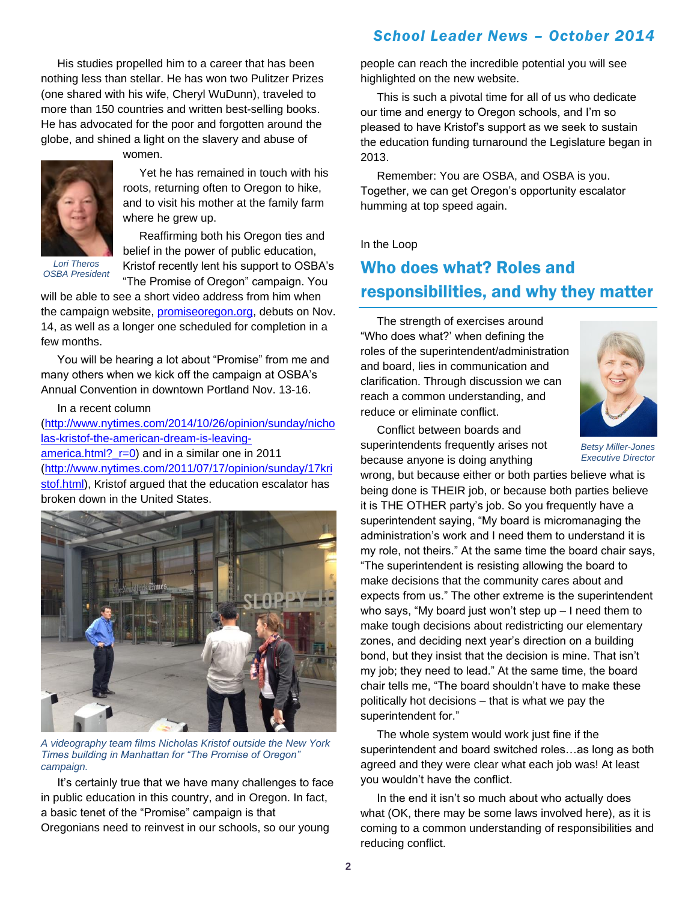His studies propelled him to a career that has been nothing less than stellar. He has won two Pulitzer Prizes (one shared with his wife, Cheryl WuDunn), traveled to more than 150 countries and written best-selling books. He has advocated for the poor and forgotten around the globe, and shined a light on the slavery and abuse of women.

*Lori Theros*
*OSBA President*

Yet he has remained in touch with his roots, returning often to Oregon to hike, and to visit his mother at the family farm where he grew up.

Reaffirming both his Oregon ties and belief in the power of public education, Kristof recently lent his support to OSBA's "The Promise of Oregon" campaign. You will be able to see a short video address from him when the campaign website, [promiseoregon.org](promiseoregon.org), debuts on Nov. 14, as well as a longer one scheduled for completion in a few months.

You will be hearing a lot about "Promise" from me and many others when we kick off the campaign at OSBA's Annual Convention in downtown Portland Nov. 13-16.

In a recent column ([http://www.nytimes.com/2014/10/26/opinion/sunday/nicholas-kristof-the-american-dream-is-leaving-america.html?_r=0](http://www.nytimes.com/2014/10/26/opinion/sunday/nicholas-kristof-the-american-dream-is-leaving-america.html?_r=0)) and in a similar one in 2011 ([http://www.nytimes.com/2011/07/17/opinion/sunday/17kristof.html](http://www.nytimes.com/2011/07/17/opinion/sunday/17kristof.html)), Kristof argued that the education escalator has broken down in the United States.

*A videography team films Nicholas Kristof outside the New York Times building in Manhattan for "The Promise of Oregon" campaign.*

It's certainly true that we have many challenges to face in public education in this country, and in Oregon. In fact, a basic tenet of the "Promise" campaign is that Oregonians need to reinvest in our schools, so our young people can reach the incredible potential you will see highlighted on the new website.

This is such a pivotal time for all of us who dedicate our time and energy to Oregon schools, and I'm so pleased to have Kristof's support as we seek to sustain the education funding turnaround the Legislature began in 2013.

Remember: You are OSBA, and OSBA is you. Together, we can get Oregon's opportunity escalator humming at top speed again.

In the Loop

## Who does what? Roles and responsibilities, and why they matter

*Betsy Miller-Jones*
*Executive Director*

The strength of exercises around "Who does what?' when defining the roles of the superintendent/administration and board, lies in communication and clarification. Through discussion we can reach a common understanding, and reduce or eliminate conflict.

Conflict between boards and superintendents frequently arises not because anyone is doing anything wrong, but because either or both parties believe what is being done is THEIR job, or because both parties believe it is THE OTHER party's job. So you frequently have a superintendent saying, "My board is micromanaging the administration's work and I need them to understand it is my role, not theirs." At the same time the board chair says, "The superintendent is resisting allowing the board to make decisions that the community cares about and expects from us." The other extreme is the superintendent who says, "My board just won't step up – I need them to make tough decisions about redistricting our elementary zones, and deciding next year's direction on a building bond, but they insist that the decision is mine. That isn't my job; they need to lead." At the same time, the board chair tells me, "The board shouldn't have to make these politically hot decisions – that is what we pay the superintendent for."

The whole system would work just fine if the superintendent and board switched roles…as long as both agreed and they were clear what each job was! At least you wouldn't have the conflict.

In the end it isn't so much about who actually does what (OK, there may be some laws involved here), as it is coming to a common understanding of responsibilities and reducing conflict.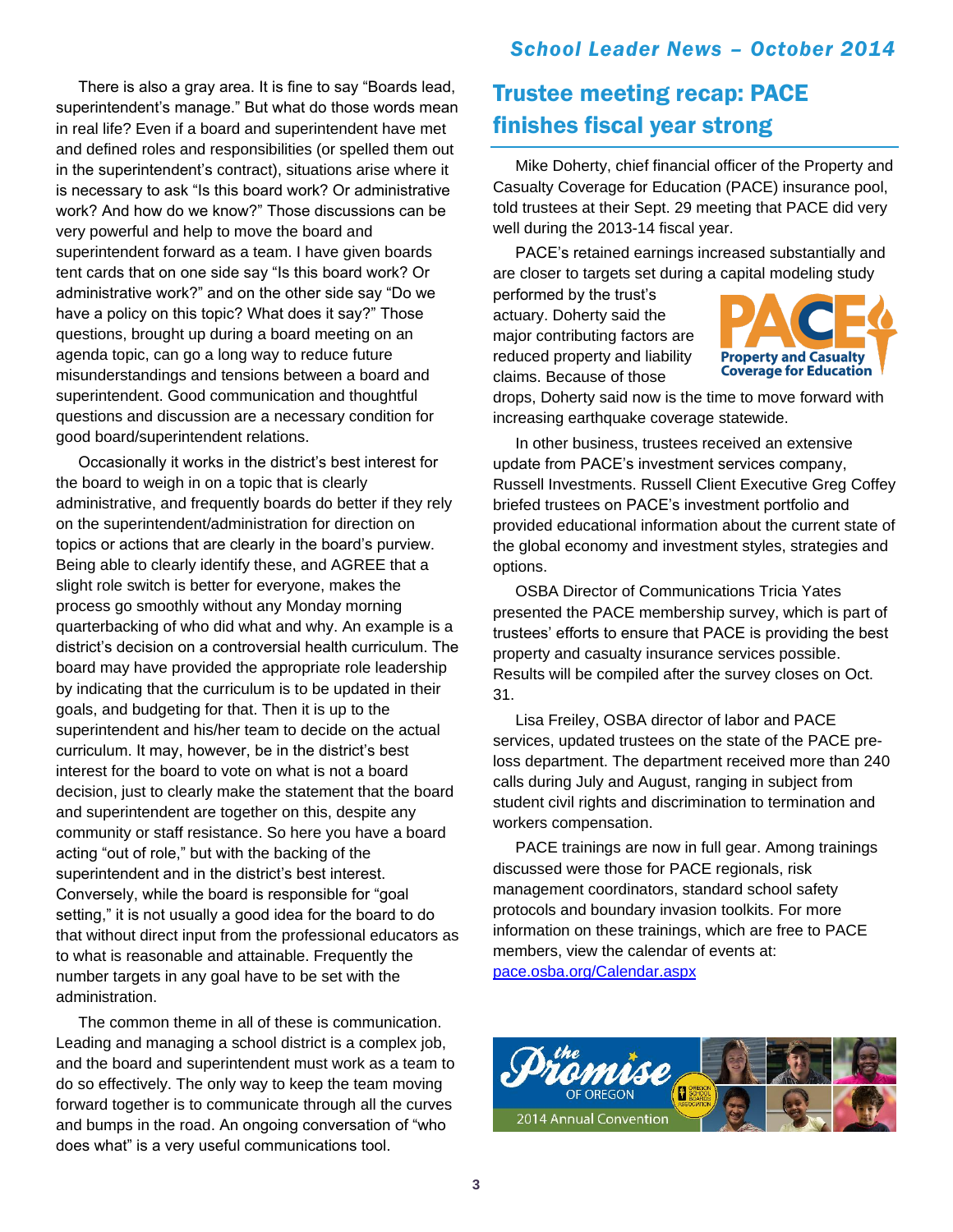There is also a gray area. It is fine to say "Boards lead, superintendent's manage." But what do those words mean in real life? Even if a board and superintendent have met and defined roles and responsibilities (or spelled them out in the superintendent's contract), situations arise where it is necessary to ask "Is this board work? Or administrative work? And how do we know?" Those discussions can be very powerful and help to move the board and superintendent forward as a team. I have given boards tent cards that on one side say "Is this board work? Or administrative work?" and on the other side say "Do we have a policy on this topic? What does it say?" Those questions, brought up during a board meeting on an agenda topic, can go a long way to reduce future misunderstandings and tensions between a board and superintendent. Good communication and thoughtful questions and discussion are a necessary condition for good board/superintendent relations.

Occasionally it works in the district's best interest for the board to weigh in on a topic that is clearly administrative, and frequently boards do better if they rely on the superintendent/administration for direction on topics or actions that are clearly in the board's purview. Being able to clearly identify these, and AGREE that a slight role switch is better for everyone, makes the process go smoothly without any Monday morning quarterbacking of who did what and why. An example is a district's decision on a controversial health curriculum. The board may have provided the appropriate role leadership by indicating that the curriculum is to be updated in their goals, and budgeting for that. Then it is up to the superintendent and his/her team to decide on the actual curriculum. It may, however, be in the district's best interest for the board to vote on what is not a board decision, just to clearly make the statement that the board and superintendent are together on this, despite any community or staff resistance. So here you have a board acting "out of role," but with the backing of the superintendent and in the district's best interest. Conversely, while the board is responsible for "goal setting," it is not usually a good idea for the board to do that without direct input from the professional educators as to what is reasonable and attainable. Frequently the number targets in any goal have to be set with the administration.

The common theme in all of these is communication. Leading and managing a school district is a complex job, and the board and superintendent must work as a team to do so effectively. The only way to keep the team moving forward together is to communicate through all the curves and bumps in the road. An ongoing conversation of "who does what" is a very useful communications tool.

## Trustee meeting recap: PACE finishes fiscal year strong

Mike Doherty, chief financial officer of the Property and Casualty Coverage for Education (PACE) insurance pool, told trustees at their Sept. 29 meeting that PACE did very well during the 2013-14 fiscal year.

PACE's retained earnings increased substantially and are closer to targets set during a capital modeling study performed by the trust's actuary. Doherty said the major contributing factors are reduced property and liability claims. Because of those drops, Doherty said now is the time to move forward with increasing earthquake coverage statewide.

In other business, trustees received an extensive update from PACE's investment services company, Russell Investments. Russell Client Executive Greg Coffey briefed trustees on PACE's investment portfolio and provided educational information about the current state of the global economy and investment styles, strategies and options.

OSBA Director of Communications Tricia Yates presented the PACE membership survey, which is part of trustees' efforts to ensure that PACE is providing the best property and casualty insurance services possible. Results will be compiled after the survey closes on Oct. 31.

Lisa Freiley, OSBA director of labor and PACE services, updated trustees on the state of the PACE pre-loss department. The department received more than 240 calls during July and August, ranging in subject from student civil rights and discrimination to termination and workers compensation.

PACE trainings are now in full gear. Among trainings discussed were those for PACE regionals, risk management coordinators, standard school safety protocols and boundary invasion toolkits. For more information on these trainings, which are free to PACE members, view the calendar of events at: pace.osba.org/Calendar.aspx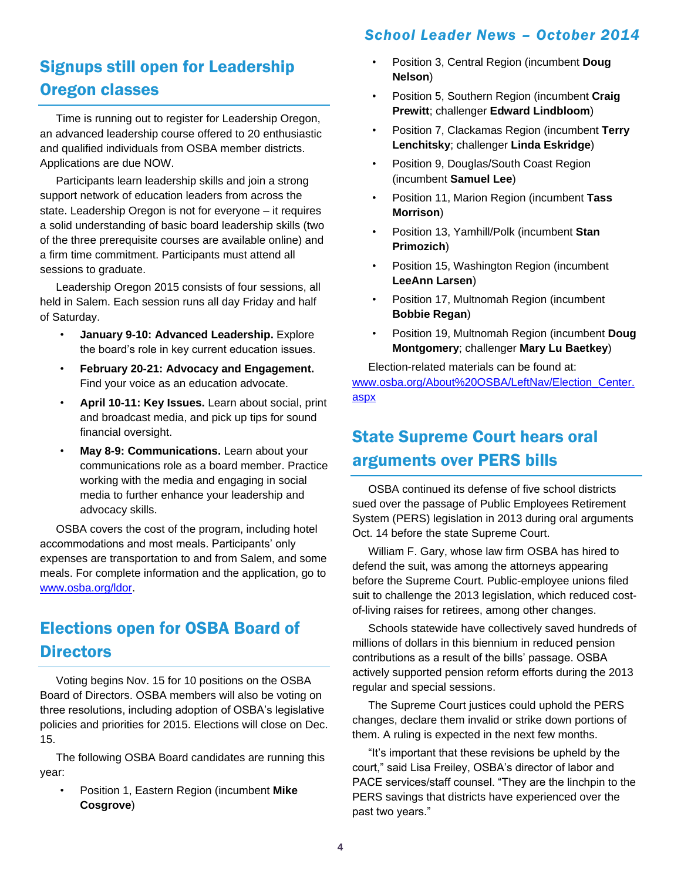## Signups still open for Leadership Oregon classes

Time is running out to register for Leadership Oregon, an advanced leadership course offered to 20 enthusiastic and qualified individuals from OSBA member districts. Applications are due NOW.

Participants learn leadership skills and join a strong support network of education leaders from across the state. Leadership Oregon is not for everyone – it requires a solid understanding of basic board leadership skills (two of the three prerequisite courses are available online) and a firm time commitment. Participants must attend all sessions to graduate.

Leadership Oregon 2015 consists of four sessions, all held in Salem. Each session runs all day Friday and half of Saturday.

- **January 9-10: Advanced Leadership.** Explore the board's role in key current education issues.
- **February 20-21: Advocacy and Engagement.** Find your voice as an education advocate.
- **April 10-11: Key Issues.** Learn about social, print and broadcast media, and pick up tips for sound financial oversight.
- **May 8-9: Communications.** Learn about your communications role as a board member. Practice working with the media and engaging in social media to further enhance your leadership and advocacy skills.

OSBA covers the cost of the program, including hotel accommodations and most meals. Participants' only expenses are transportation to and from Salem, and some meals. For complete information and the application, go to www.osba.org/ldor.

## Elections open for OSBA Board of Directors

Voting begins Nov. 15 for 10 positions on the OSBA Board of Directors. OSBA members will also be voting on three resolutions, including adoption of OSBA's legislative policies and priorities for 2015. Elections will close on Dec. 15.

The following OSBA Board candidates are running this year:

- Position 1, Eastern Region (incumbent **Mike Cosgrove**)
- Position 3, Central Region (incumbent **Doug Nelson**)
- Position 5, Southern Region (incumbent **Craig Prewitt**; challenger **Edward Lindbloom**)
- Position 7, Clackamas Region (incumbent **Terry Lenchitsky**; challenger **Linda Eskridge**)
- Position 9, Douglas/South Coast Region (incumbent **Samuel Lee**)
- Position 11, Marion Region (incumbent **Tass Morrison**)
- Position 13, Yamhill/Polk (incumbent **Stan Primozich**)
- Position 15, Washington Region (incumbent **LeeAnn Larsen**)
- Position 17, Multnomah Region (incumbent **Bobbie Regan**)
- Position 19, Multnomah Region (incumbent **Doug Montgomery**; challenger **Mary Lu Baetkey**)

Election-related materials can be found at: www.osba.org/About%20OSBA/LeftNav/Election_Center.aspx

## State Supreme Court hears oral arguments over PERS bills

OSBA continued its defense of five school districts sued over the passage of Public Employees Retirement System (PERS) legislation in 2013 during oral arguments Oct. 14 before the state Supreme Court.

William F. Gary, whose law firm OSBA has hired to defend the suit, was among the attorneys appearing before the Supreme Court. Public-employee unions filed suit to challenge the 2013 legislation, which reduced cost-of-living raises for retirees, among other changes.

Schools statewide have collectively saved hundreds of millions of dollars in this biennium in reduced pension contributions as a result of the bills' passage. OSBA actively supported pension reform efforts during the 2013 regular and special sessions.

The Supreme Court justices could uphold the PERS changes, declare them invalid or strike down portions of them. A ruling is expected in the next few months.

"It's important that these revisions be upheld by the court," said Lisa Freiley, OSBA's director of labor and PACE services/staff counsel. "They are the linchpin to the PERS savings that districts have experienced over the past two years."